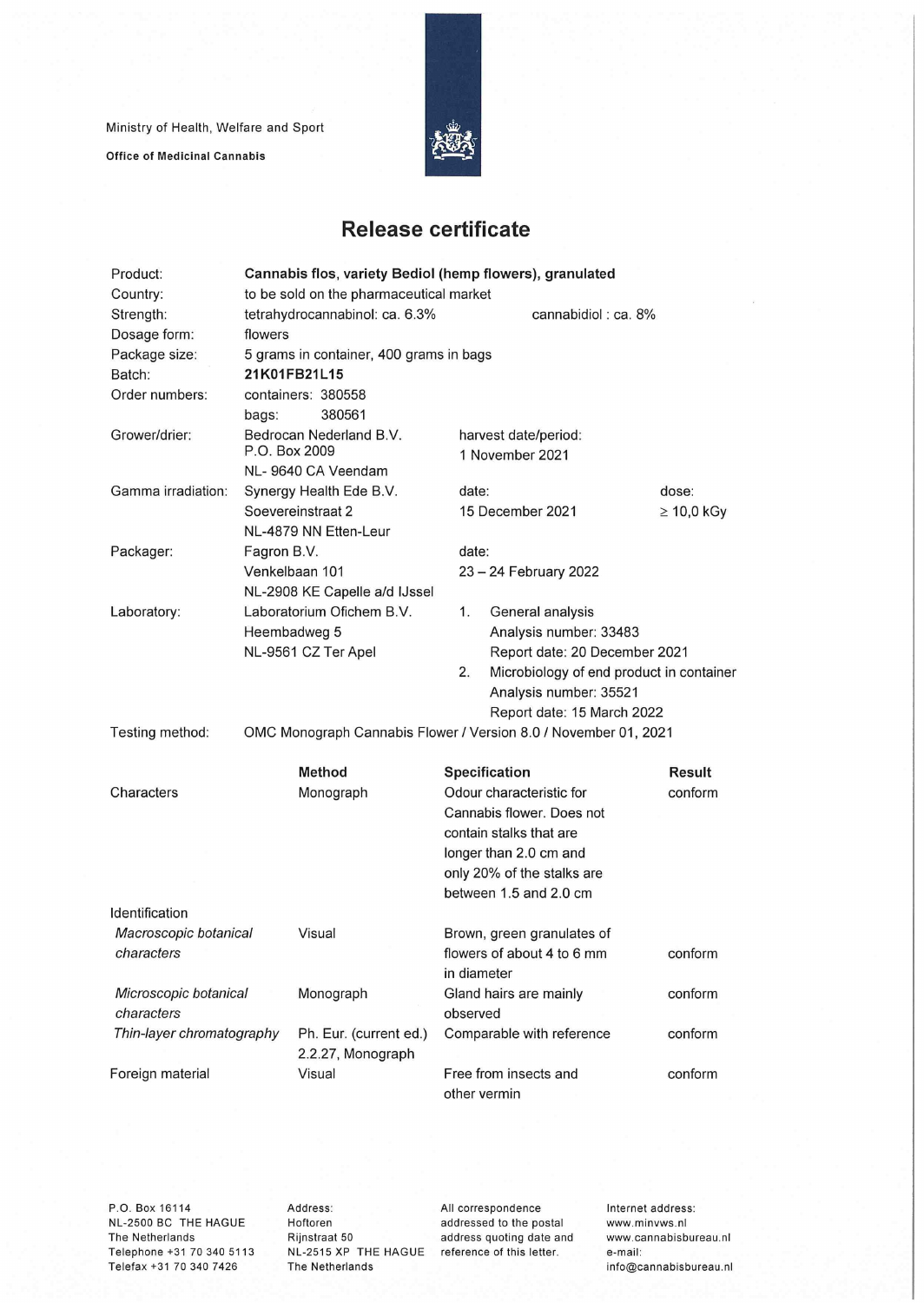Ministry of Health, Welfare and Sport

**Office of Medicinal Cannabis**

# Release certificate

| | | | |
|---|---|---|---|
| Product: | **Cannabis flos, variety Bediol (hemp flowers), granulated** | | |
| Country: | to be sold on the pharmaceutical market | | |
| Strength: | tetrahydrocannabinol: ca. 6.3% | cannabidiol : ca. 8% | |
| Dosage form: | flowers | | |
| Package size: | 5 grams in container, 400 grams in bags | | |
| Batch: | **21K01FB21L15** | | |
| Order numbers: | containers: 380558<br>bags: 380561 | | |
| Grower/drier: | Bedrocan Nederland B.V.<br>P.O. Box 2009<br>NL- 9640 CA Veendam | harvest date/period:<br>1 November 2021 | |
| Gamma irradiation: | Synergy Health Ede B.V.<br>Soevereinstraat 2<br>NL-4879 NN Etten-Leur | date:<br>15 December 2021 | dose:<br>≥ 10,0 kGy |
| Packager: | Fagron B.V.<br>Venkelbaan 101<br>NL-2908 KE Capelle a/d IJssel | date:<br>23 – 24 February 2022 | |
| Laboratory: | Laboratorium Ofichem B.V.<br>Heembadweg 5<br>NL-9561 CZ Ter Apel | 1. General analysis<br>Analysis number: 33483<br>Report date: 20 December 2021<br>2. Microbiology of end product in container<br>Analysis number: 35521<br>Report date: 15 March 2022 | |
| Testing method: | OMC Monograph Cannabis Flower / Version 8.0 / November 01, 2021 | | |

| | Method | Specification | Result |
|---|---|---|---|
| Characters | Monograph | Odour characteristic for Cannabis flower. Does not contain stalks that are longer than 2.0 cm and only 20% of the stalks are between 1.5 and 2.0 cm | conform |
| Identification | | | |
| *Macroscopic botanical characters* | Visual | Brown, green granulates of flowers of about 4 to 6 mm in diameter | conform |
| *Microscopic botanical characters* | Monograph | Gland hairs are mainly observed | conform |
| *Thin-layer chromatography* | Ph. Eur. (current ed.) 2.2.27, Monograph | Comparable with reference | conform |
| Foreign material | Visual | Free from insects and other vermin | conform |

P.O. Box 16114
NL-2500 BC THE HAGUE
The Netherlands
Telephone +31 70 340 5113
Telefax +31 70 340 7426

Address:
Hoftoren
Rijnstraat 50
NL-2515 XP THE HAGUE
The Netherlands

All correspondence addressed to the postal address quoting date and reference of this letter.

Internet address:
www.minvws.nl
www.cannabisbureau.nl
e-mail:
info@cannabisbureau.nl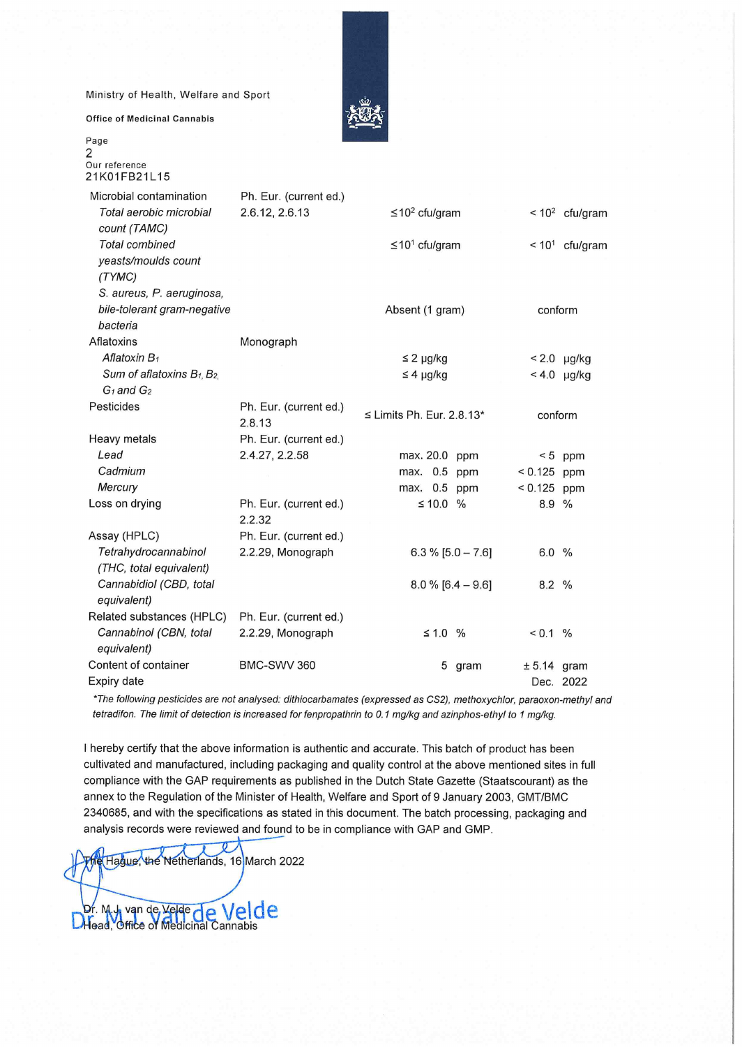Ministry of Health, Welfare and Sport

**Office of Medicinal Cannabis**

Page
2
Our reference
21K01FB21L15

| | | | |
|---|---|---|---|
| Microbial contamination | Ph. Eur. (current ed.) | | |
| *Total aerobic microbial count (TAMC)* | 2.6.12, 2.6.13 | ≤$10^2$ cfu/gram | < $10^2$ cfu/gram |
| *Total combined yeasts/moulds count (TYMC)* | | ≤$10^1$ cfu/gram | < $10^1$ cfu/gram |
| *S. aureus, P. aeruginosa, bile-tolerant gram-negative bacteria* | | Absent (1 gram) | conform |
| Aflatoxins | Monograph | | |
| *Aflatoxin $B_1$* | | ≤ 2 µg/kg | < 2.0 µg/kg |
| *Sum of aflatoxins $B_1$, $B_2$, $G_1$ and $G_2$* | | ≤ 4 µg/kg | < 4.0 µg/kg |
| Pesticides | Ph. Eur. (current ed.) 2.8.13 | ≤ Limits Ph. Eur. 2.8.13* | conform |
| Heavy metals | Ph. Eur. (current ed.) | | |
| *Lead* | 2.4.27, 2.2.58 | max. 20.0 ppm | < 5 ppm |
| *Cadmium* | | max. 0.5 ppm | < 0.125 ppm |
| *Mercury* | | max. 0.5 ppm | < 0.125 ppm |
| Loss on drying | Ph. Eur. (current ed.) 2.2.32 | ≤ 10.0 % | 8.9 % |
| Assay (HPLC) | Ph. Eur. (current ed.) | | |
| *Tetrahydrocannabinol (THC, total equivalent)* | 2.2.29, Monograph | 6.3 % [5.0 – 7.6] | 6.0 % |
| *Cannabidiol (CBD, total equivalent)* | | 8.0 % [6.4 – 9.6] | 8.2 % |
| Related substances (HPLC) | Ph. Eur. (current ed.) | | |
| *Cannabinol (CBN, total equivalent)* | 2.2.29, Monograph | ≤ 1.0 % | < 0.1 % |
| Content of container | BMC-SWV 360 | 5 gram | ± 5.14 gram |
| Expiry date | | | Dec. 2022 |

*\*The following pesticides are not analysed: dithiocarbamates (expressed as CS2), methoxychlor, paraoxon-methyl and tetradifon. The limit of detection is increased for fenpropathrin to 0.1 mg/kg and azinphos-ethyl to 1 mg/kg.*

I hereby certify that the above information is authentic and accurate. This batch of product has been cultivated and manufactured, including packaging and quality control at the above mentioned sites in full compliance with the GAP requirements as published in the Dutch State Gazette (Staatscourant) as the annex to the Regulation of the Minister of Health, Welfare and Sport of 9 January 2003, GMT/BMC 2340685, and with the specifications as stated in this document. The batch processing, packaging and analysis records were reviewed and found to be in compliance with GAP and GMP.

The Hague, the Netherlands, 16 March 2022

Dr. M.J. van de Velde
Head, Office of Medicinal Cannabis